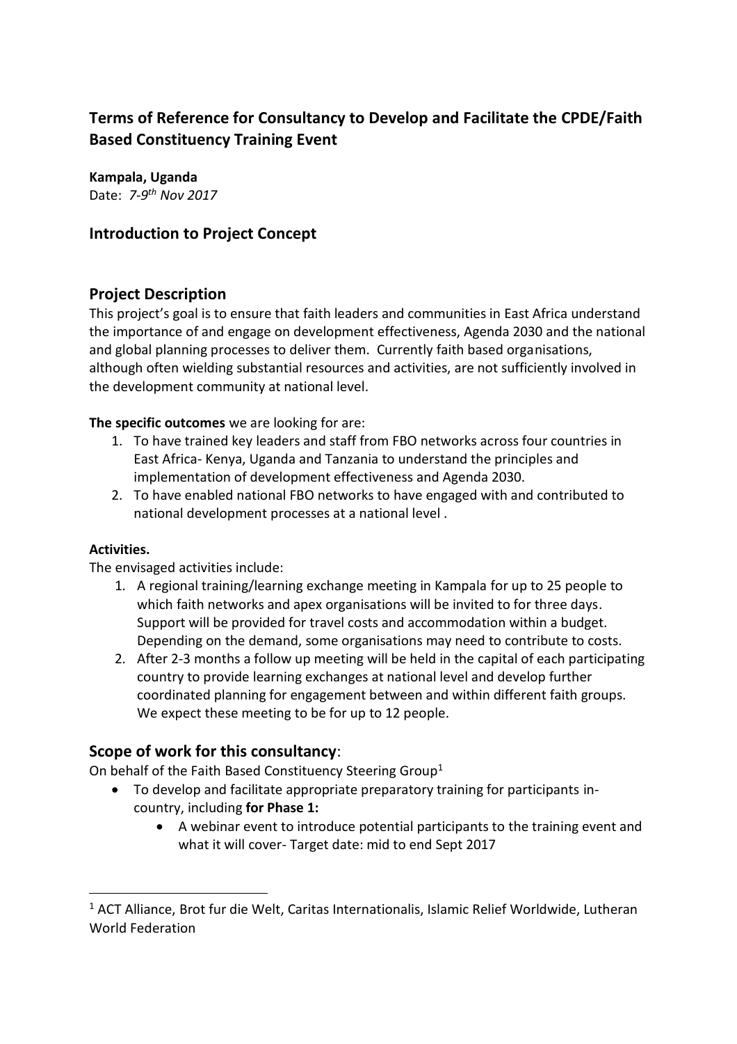## Terms of Reference for Consultancy to Develop and Facilitate the CPDE/Faith Based Constituency Training Event

**Kampala, Uganda**
Date: *7-9th Nov 2017*

## Introduction to Project Concept

## Project Description

This project's goal is to ensure that faith leaders and communities in East Africa understand the importance of and engage on development effectiveness, Agenda 2030 and the national and global planning processes to deliver them. Currently faith based organisations, although often wielding substantial resources and activities, are not sufficiently involved in the development community at national level.

**The specific outcomes** we are looking for are:

1. To have trained key leaders and staff from FBO networks across four countries in East Africa- Kenya, Uganda and Tanzania to understand the principles and implementation of development effectiveness and Agenda 2030.
2. To have enabled national FBO networks to have engaged with and contributed to national development processes at a national level .

**Activities.**

The envisaged activities include:

1. A regional training/learning exchange meeting in Kampala for up to 25 people to which faith networks and apex organisations will be invited to for three days. Support will be provided for travel costs and accommodation within a budget. Depending on the demand, some organisations may need to contribute to costs.
2. After 2-3 months a follow up meeting will be held in the capital of each participating country to provide learning exchanges at national level and develop further coordinated planning for engagement between and within different faith groups. We expect these meeting to be for up to 12 people.

## Scope of work for this consultancy:

On behalf of the Faith Based Constituency Steering Group[1]

- To develop and facilitate appropriate preparatory training for participants in-country, including **for Phase 1:**
    - A webinar event to introduce potential participants to the training event and what it will cover- Target date: mid to end Sept 2017

---

[1] ACT Alliance, Brot fur die Welt, Caritas Internationalis, Islamic Relief Worldwide, Lutheran World Federation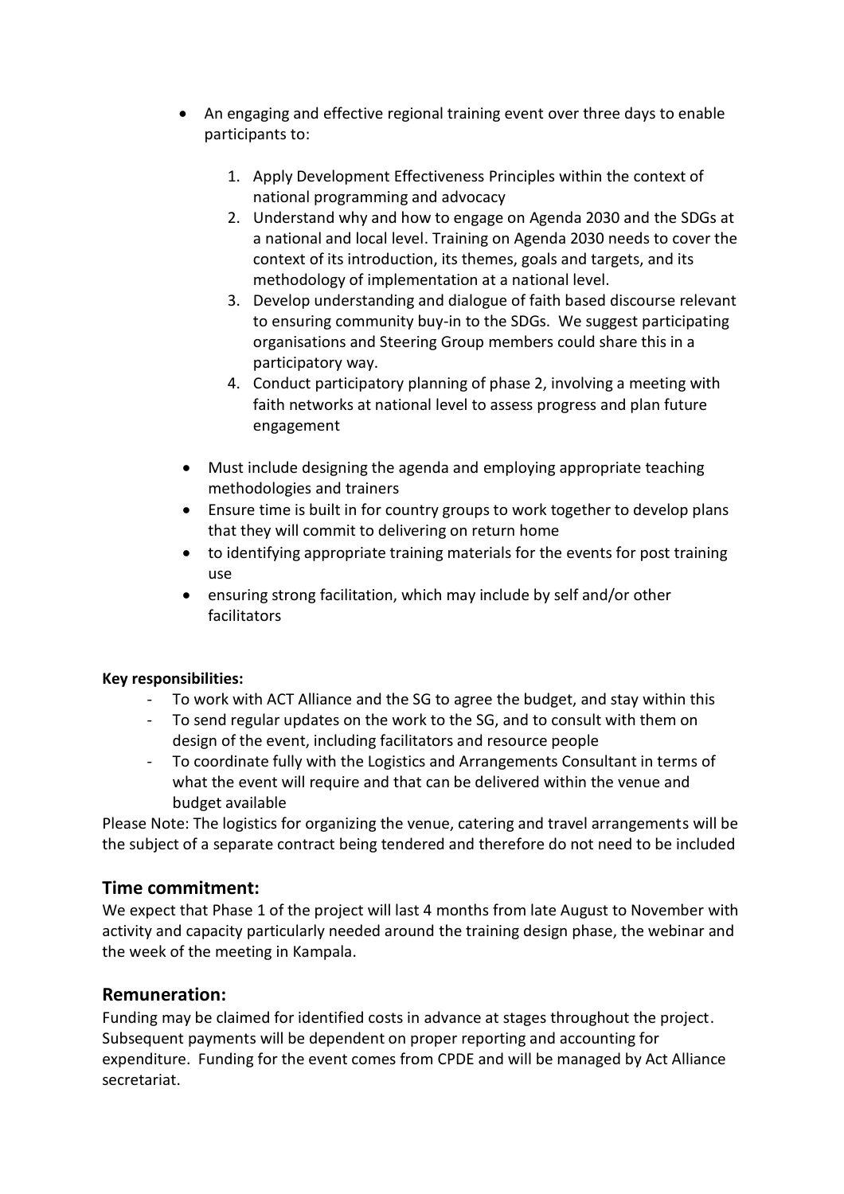- An engaging and effective regional training event over three days to enable participants to:

    1. Apply Development Effectiveness Principles within the context of national programming and advocacy
    2. Understand why and how to engage on Agenda 2030 and the SDGs at a national and local level. Training on Agenda 2030 needs to cover the context of its introduction, its themes, goals and targets, and its methodology of implementation at a national level.
    3. Develop understanding and dialogue of faith based discourse relevant to ensuring community buy-in to the SDGs. We suggest participating organisations and Steering Group members could share this in a participatory way.
    4. Conduct participatory planning of phase 2, involving a meeting with faith networks at national level to assess progress and plan future engagement

- Must include designing the agenda and employing appropriate teaching methodologies and trainers
- Ensure time is built in for country groups to work together to develop plans that they will commit to delivering on return home
- to identifying appropriate training materials for the events for post training use
- ensuring strong facilitation, which may include by self and/or other facilitators

**Key responsibilities:**

- To work with ACT Alliance and the SG to agree the budget, and stay within this
- To send regular updates on the work to the SG, and to consult with them on design of the event, including facilitators and resource people
- To coordinate fully with the Logistics and Arrangements Consultant in terms of what the event will require and that can be delivered within the venue and budget available

Please Note: The logistics for organizing the venue, catering and travel arrangements will be the subject of a separate contract being tendered and therefore do not need to be included

## Time commitment:

We expect that Phase 1 of the project will last 4 months from late August to November with activity and capacity particularly needed around the training design phase, the webinar and the week of the meeting in Kampala.

## Remuneration:

Funding may be claimed for identified costs in advance at stages throughout the project. Subsequent payments will be dependent on proper reporting and accounting for expenditure. Funding for the event comes from CPDE and will be managed by Act Alliance secretariat.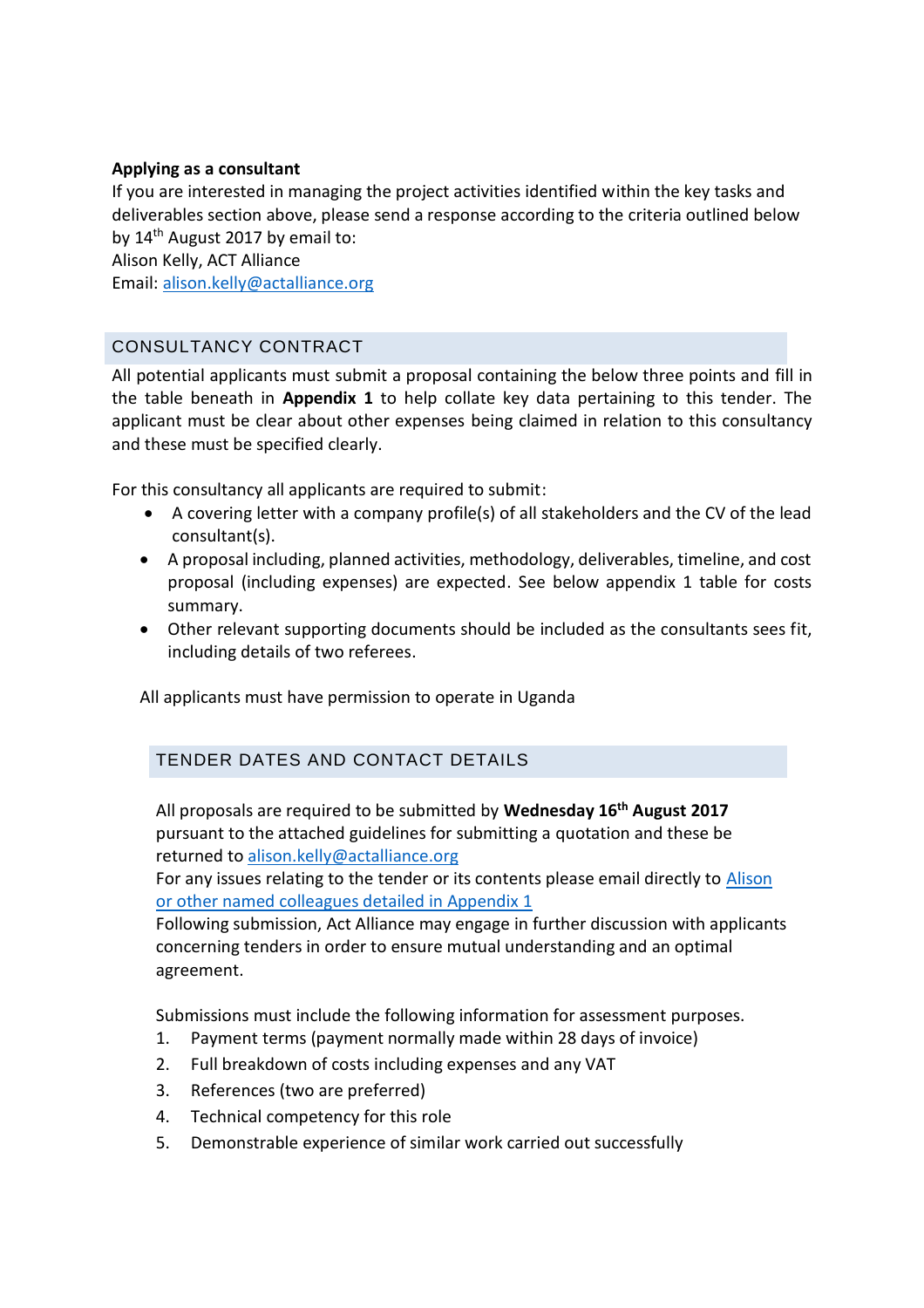**Applying as a consultant**

If you are interested in managing the project activities identified within the key tasks and deliverables section above, please send a response according to the criteria outlined below by 14th August 2017 by email to:
Alison Kelly, ACT Alliance
Email: alison.kelly@actalliance.org

## CONSULTANCY CONTRACT

All potential applicants must submit a proposal containing the below three points and fill in the table beneath in **Appendix 1** to help collate key data pertaining to this tender. The applicant must be clear about other expenses being claimed in relation to this consultancy and these must be specified clearly.

For this consultancy all applicants are required to submit:

- A covering letter with a company profile(s) of all stakeholders and the CV of the lead consultant(s).
- A proposal including, planned activities, methodology, deliverables, timeline, and cost proposal (including expenses) are expected. See below appendix 1 table for costs summary.
- Other relevant supporting documents should be included as the consultants sees fit, including details of two referees.

All applicants must have permission to operate in Uganda

## TENDER DATES AND CONTACT DETAILS

All proposals are required to be submitted by **Wednesday 16th August 2017** pursuant to the attached guidelines for submitting a quotation and these be returned to alison.kelly@actalliance.org
For any issues relating to the tender or its contents please email directly to Alison or other named colleagues detailed in Appendix 1
Following submission, Act Alliance may engage in further discussion with applicants concerning tenders in order to ensure mutual understanding and an optimal agreement.

Submissions must include the following information for assessment purposes.

1. Payment terms (payment normally made within 28 days of invoice)
2. Full breakdown of costs including expenses and any VAT
3. References (two are preferred)
4. Technical competency for this role
5. Demonstrable experience of similar work carried out successfully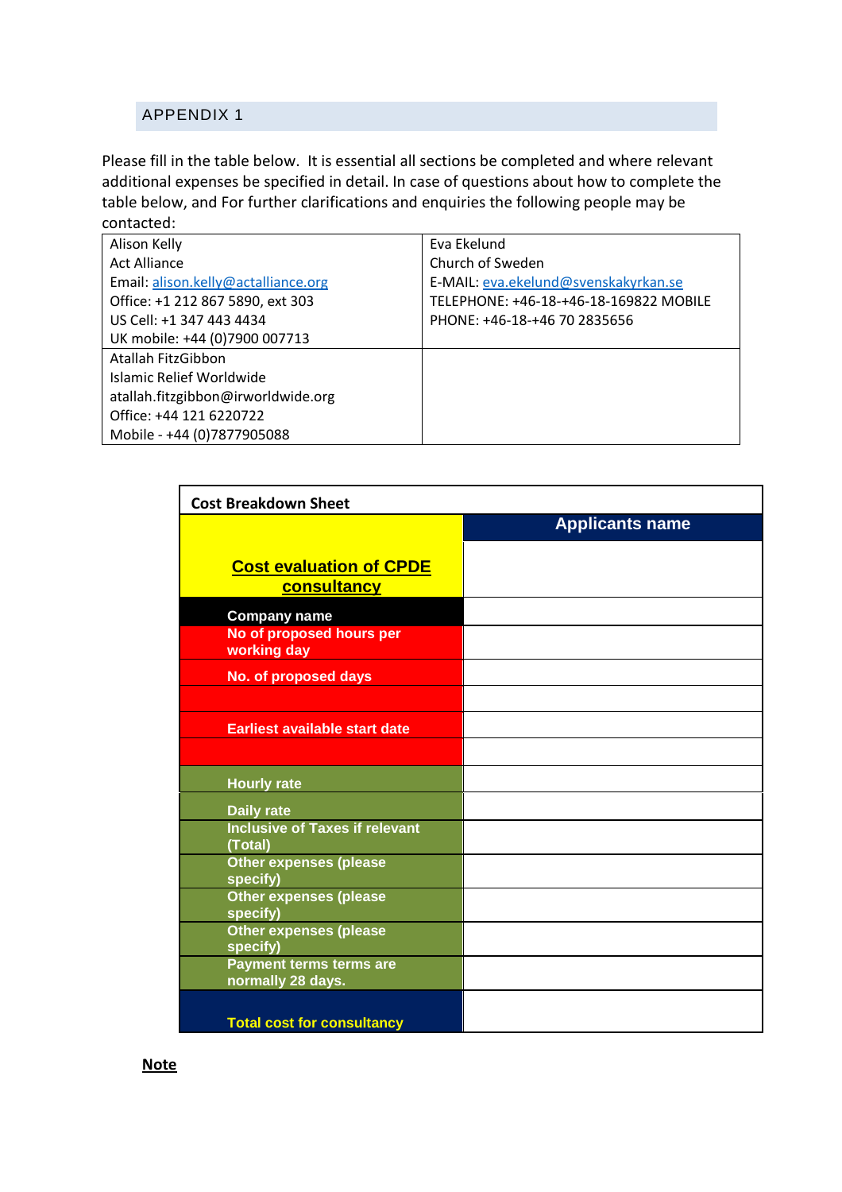## APPENDIX 1

Please fill in the table below. It is essential all sections be completed and where relevant additional expenses be specified in detail. In case of questions about how to complete the table below, and For further clarifications and enquiries the following people may be contacted:

| | |
|---|---|
| Alison Kelly<br>Act Alliance<br>Email: alison.kelly@actalliance.org<br>Office: +1 212 867 5890, ext 303<br>US Cell: +1 347 443 4434<br>UK mobile: +44 (0)7900 007713 | Eva Ekelund<br>Church of Sweden<br>E-MAIL: eva.ekelund@svenskakyrkan.se<br>TELEPHONE: +46-18-+46-18-169822 MOBILE PHONE: +46-18-+46 70 2835656 |
| Atallah FitzGibbon<br>Islamic Relief Worldwide<br>atallah.fitzgibbon@irworldwide.org<br>Office: +44 121 6220722<br>Mobile - +44 (0)7877905088 | |

**Cost Breakdown Sheet**

| Cost evaluation of CPDE consultancy | Applicants name |
|---|---|
| Company name | |
| No of proposed hours per working day | |
| No. of proposed days | |
| | |
| Earliest available start date | |
| | |
| Hourly rate | |
| Daily rate | |
| Inclusive of Taxes if relevant (Total) | |
| Other expenses (please specify) | |
| Other expenses (please specify) | |
| Other expenses (please specify) | |
| Payment terms terms are normally 28 days. | |
| Total cost for consultancy | |

**Note**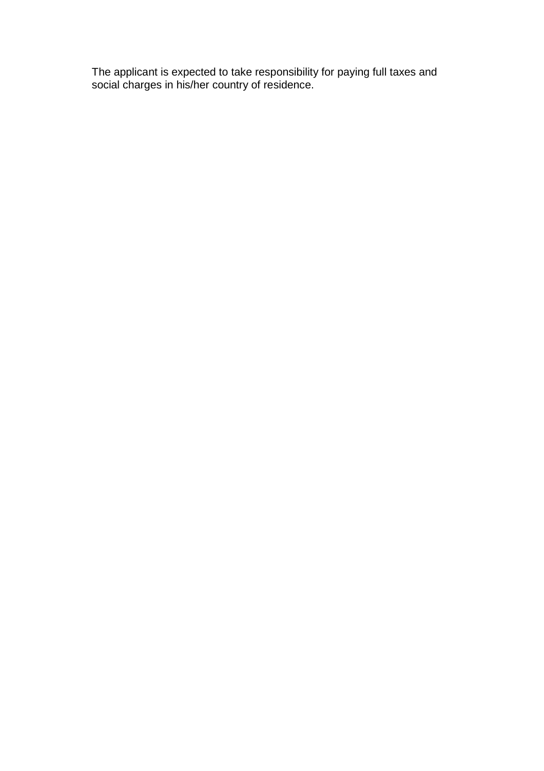The applicant is expected to take responsibility for paying full taxes and social charges in his/her country of residence.